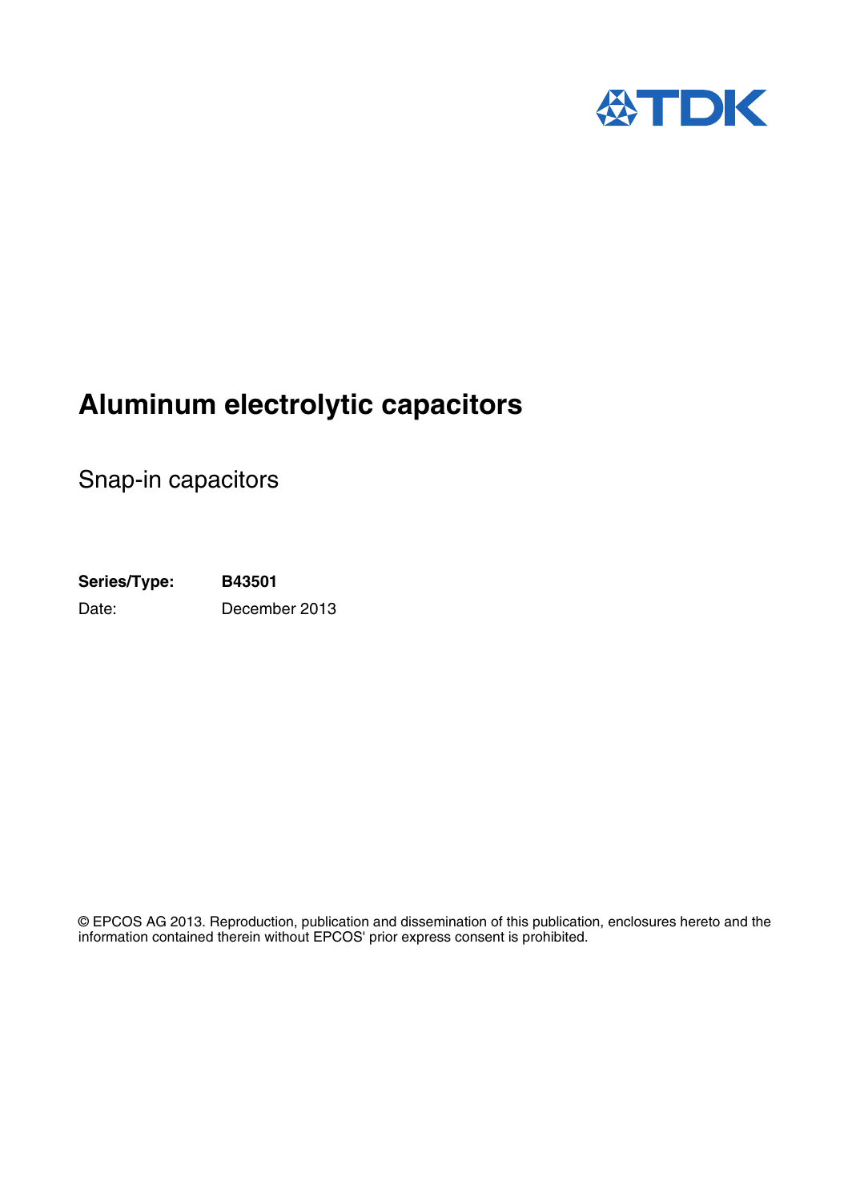TDK

# Aluminum electrolytic capacitors

## Snap-in capacitors

**Series/Type:** **B43501**

Date: December 2013

© EPCOS AG 2013. Reproduction, publication and dissemination of this publication, enclosures hereto and the information contained therein without EPCOS' prior express consent is prohibited.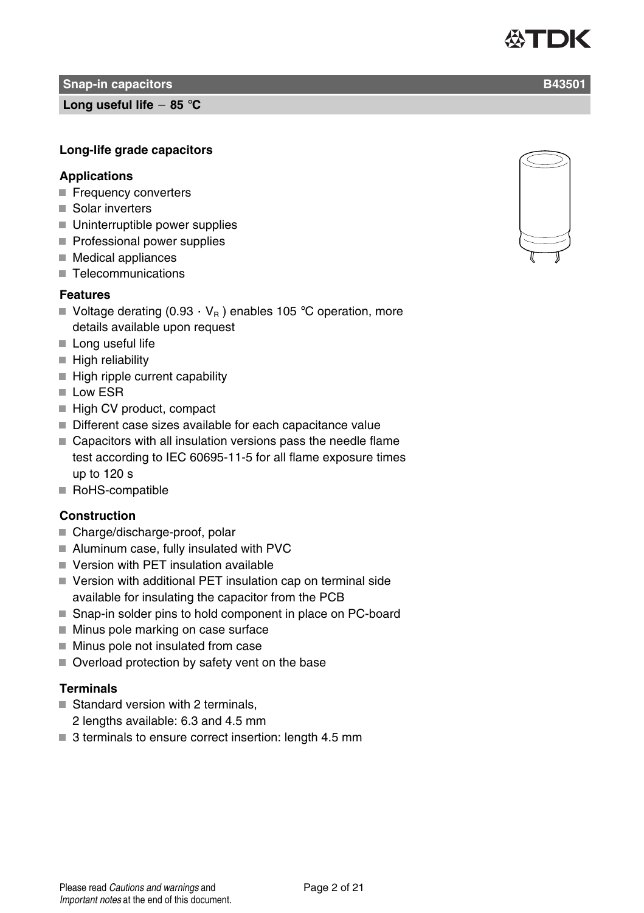# Snap-in capacitors B43501

## Long useful life − 85 °C

### Long-life grade capacitors

### Applications

- Frequency converters
- Solar inverters
- Uninterruptible power supplies
- Professional power supplies
- Medical appliances
- Telecommunications

### Features

- Voltage derating (0.93 · $V_R$ ) enables 105 °C operation, more details available upon request
- Long useful life
- High reliability
- High ripple current capability
- Low ESR
- High CV product, compact
- Different case sizes available for each capacitance value
- Capacitors with all insulation versions pass the needle flame test according to IEC 60695-11-5 for all flame exposure times up to 120 s
- RoHS-compatible

### Construction

- Charge/discharge-proof, polar
- Aluminum case, fully insulated with PVC
- Version with PET insulation available
- Version with additional PET insulation cap on terminal side available for insulating the capacitor from the PCB
- Snap-in solder pins to hold component in place on PC-board
- Minus pole marking on case surface
- Minus pole not insulated from case
- Overload protection by safety vent on the base

### Terminals

- Standard version with 2 terminals, 2 lengths available: 6.3 and 4.5 mm
- 3 terminals to ensure correct insertion: length 4.5 mm

Please read *Cautions and warnings* and *Important notes* at the end of this document.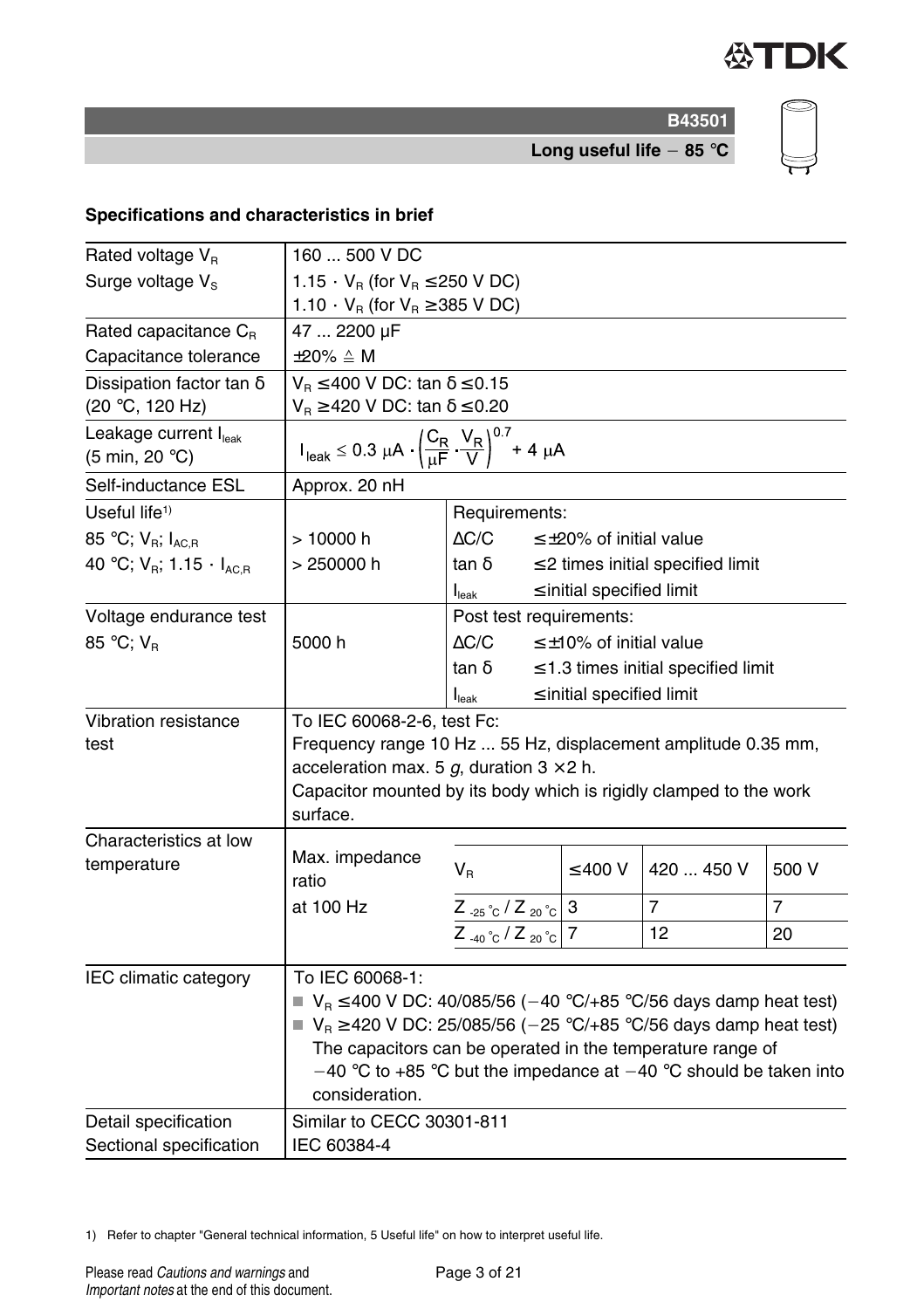B43501

**Long useful life − 85 °C**

### Specifications and characteristics in brief

| | | | |
|---|---|---|---|
| Rated voltage $V_R$ | 160 ... 500 V DC | | |
| Surge voltage $V_S$ | $1.15 \cdot V_R$ (for $V_R \leq 250$ V DC)<br>$1.10 \cdot V_R$ (for $V_R \geq 385$ V DC) | | |
| Rated capacitance $C_R$ | 47 ... 2200 µF | | |
| Capacitance tolerance | ±20% ≙ M | | |
| Dissipation factor tan δ<br>(20 °C, 120 Hz) | $V_R \leq 400$ V DC: tan δ ≤ 0.15<br>$V_R \geq 420$ V DC: tan δ ≤ 0.20 | | |
| Leakage current $I_{leak}$<br>(5 min, 20 °C) | $I_{leak} \leq 0.3\ \mu A \cdot \left(\frac{C_R}{\mu F} \cdot \frac{V_R}{V}\right)^{0.7} + 4\ \mu A$ | | |
| Self-inductance ESL | Approx. 20 nH | | |
| Useful life[1]<br>85 °C; $V_R$; $I_{AC,R}$<br>40 °C; $V_R$; $1.15 \cdot I_{AC,R}$ | <br>> 10000 h<br>> 250000 h | Requirements:<br>ΔC/C<br>tan δ<br>$I_{leak}$ | <br>≤ ±20% of initial value<br>≤ 2 times initial specified limit<br>≤ initial specified limit |
| Voltage endurance test<br>85 °C; $V_R$ | <br>5000 h | Post test requirements:<br>ΔC/C<br>tan δ<br>$I_{leak}$ | <br>≤ ±10% of initial value<br>≤ 1.3 times initial specified limit<br>≤ initial specified limit |
| Vibration resistance test | To IEC 60068-2-6, test Fc:<br>Frequency range 10 Hz ... 55 Hz, displacement amplitude 0.35 mm, acceleration max. 5 *g*, duration 3 × 2 h.<br>Capacitor mounted by its body which is rigidly clamped to the work surface. | | |

**Characteristics at low temperature** — Max. impedance ratio at 100 Hz

| $V_R$ | ≤ 400 V | 420 ... 450 V | 500 V |
|---|---|---|---|
| $Z_{-25\,°C} / Z_{20\,°C}$ | 3 | 7 | 7 |
| $Z_{-40\,°C} / Z_{20\,°C}$ | 7 | 12 | 20 |

| | |
|---|---|
| IEC climatic category | To IEC 60068-1:<br>■ $V_R \leq 400$ V DC: 40/085/56 (−40 °C/+85 °C/56 days damp heat test)<br>■ $V_R \geq 420$ V DC: 25/085/56 (−25 °C/+85 °C/56 days damp heat test)<br>The capacitors can be operated in the temperature range of −40 °C to +85 °C but the impedance at −40 °C should be taken into consideration. |
| Detail specification | Similar to CECC 30301-811 |
| Sectional specification | IEC 60384-4 |

1) Refer to chapter "General technical information, 5 Useful life" on how to interpret useful life.

Please read *Cautions and warnings* and *Important notes* at the end of this document.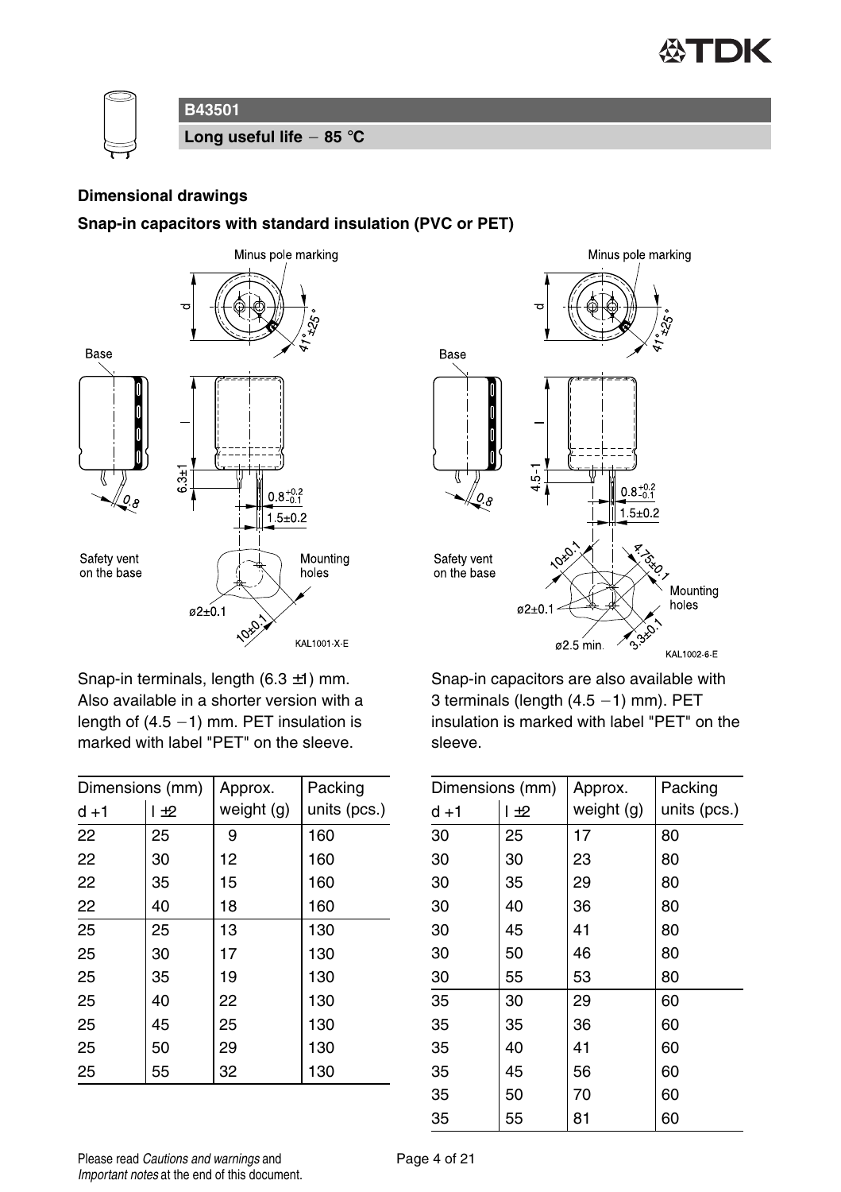## B43501

**Long useful life − 85 °C**

### Dimensional drawings

### Snap-in capacitors with standard insulation (PVC or PET)

Snap-in terminals, length (6.3 ±1) mm. Also available in a shorter version with a length of (4.5 −1) mm. PET insulation is marked with label "PET" on the sleeve.

| Dimensions (mm) | | Approx. weight (g) | Packing units (pcs.) |
|---|---|---|---|
| d +1 | l ±2 | | |
| 22 | 25 | 9 | 160 |
| 22 | 30 | 12 | 160 |
| 22 | 35 | 15 | 160 |
| 22 | 40 | 18 | 160 |
| 25 | 25 | 13 | 130 |
| 25 | 30 | 17 | 130 |
| 25 | 35 | 19 | 130 |
| 25 | 40 | 22 | 130 |
| 25 | 45 | 25 | 130 |
| 25 | 50 | 29 | 130 |
| 25 | 55 | 32 | 130 |

Snap-in capacitors are also available with 3 terminals (length (4.5 −1) mm). PET insulation is marked with label "PET" on the sleeve.

| Dimensions (mm) | | Approx. weight (g) | Packing units (pcs.) |
|---|---|---|---|
| d +1 | l ±2 | | |
| 30 | 25 | 17 | 80 |
| 30 | 30 | 23 | 80 |
| 30 | 35 | 29 | 80 |
| 30 | 40 | 36 | 80 |
| 30 | 45 | 41 | 80 |
| 30 | 50 | 46 | 80 |
| 30 | 55 | 53 | 80 |
| 35 | 30 | 29 | 60 |
| 35 | 35 | 36 | 60 |
| 35 | 40 | 41 | 60 |
| 35 | 45 | 56 | 60 |
| 35 | 50 | 70 | 60 |
| 35 | 55 | 81 | 60 |

Please read *Cautions and warnings* and *Important notes* at the end of this document.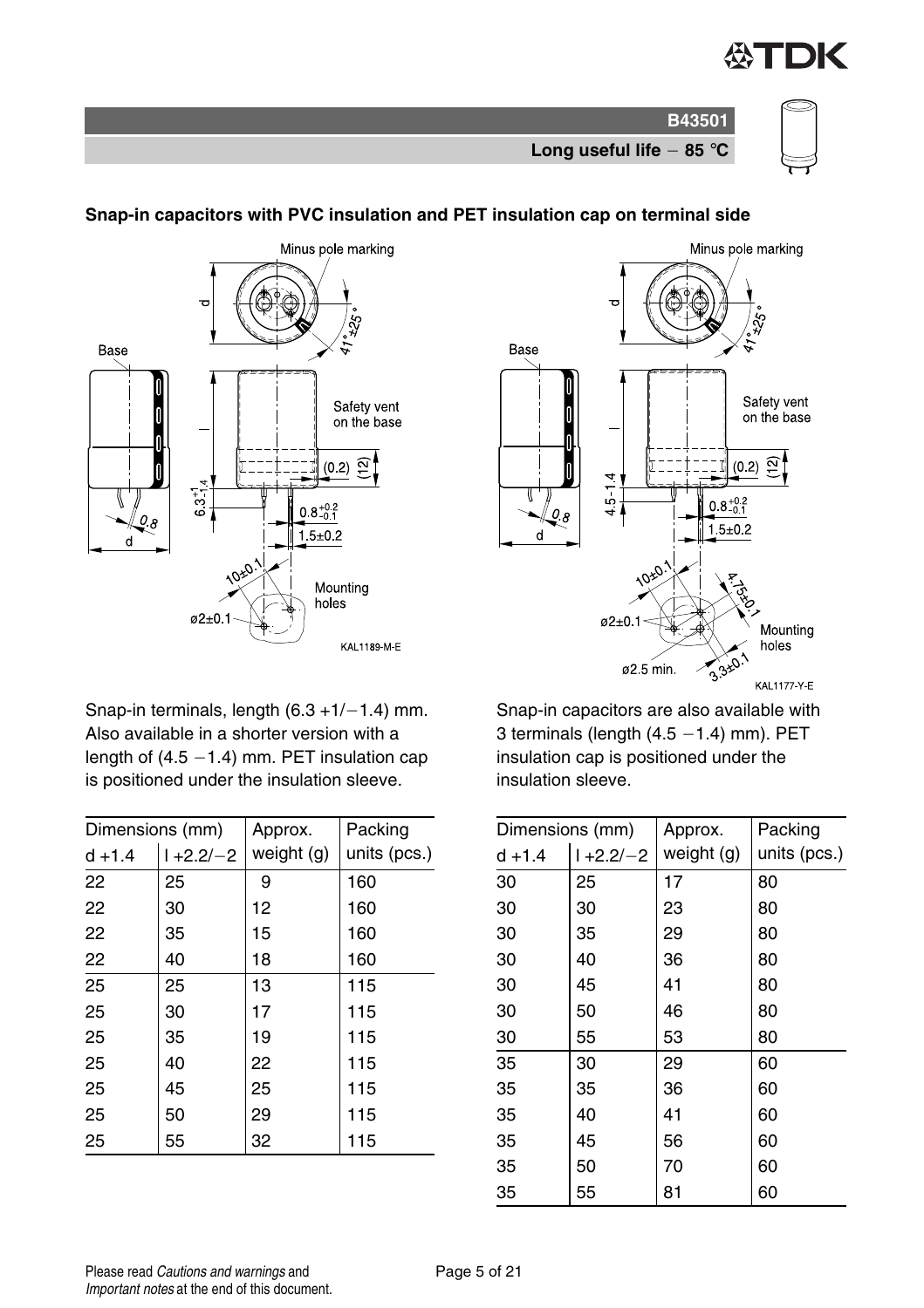**Snap-in capacitors with PVC insulation and PET insulation cap on terminal side**

KAL1189-M-E

KAL1177-Y-E

Snap-in terminals, length (6.3 +1/−1.4) mm. Also available in a shorter version with a length of (4.5 −1.4) mm. PET insulation cap is positioned under the insulation sleeve.

| Dimensions (mm) | | Approx. | Packing |
|---|---|---|---|
| d +1.4 | l +2.2/−2 | weight (g) | units (pcs.) |
| 22 | 25 | 9 | 160 |
| 22 | 30 | 12 | 160 |
| 22 | 35 | 15 | 160 |
| 22 | 40 | 18 | 160 |
| 25 | 25 | 13 | 115 |
| 25 | 30 | 17 | 115 |
| 25 | 35 | 19 | 115 |
| 25 | 40 | 22 | 115 |
| 25 | 45 | 25 | 115 |
| 25 | 50 | 29 | 115 |
| 25 | 55 | 32 | 115 |

Snap-in capacitors are also available with 3 terminals (length (4.5 −1.4) mm). PET insulation cap is positioned under the insulation sleeve.

| Dimensions (mm) | | Approx. | Packing |
|---|---|---|---|
| d +1.4 | l +2.2/−2 | weight (g) | units (pcs.) |
| 30 | 25 | 17 | 80 |
| 30 | 30 | 23 | 80 |
| 30 | 35 | 29 | 80 |
| 30 | 40 | 36 | 80 |
| 30 | 45 | 41 | 80 |
| 30 | 50 | 46 | 80 |
| 30 | 55 | 53 | 80 |
| 35 | 30 | 29 | 60 |
| 35 | 35 | 36 | 60 |
| 35 | 40 | 41 | 60 |
| 35 | 45 | 56 | 60 |
| 35 | 50 | 70 | 60 |
| 35 | 55 | 81 | 60 |

Please read *Cautions and warnings* and *Important notes* at the end of this document.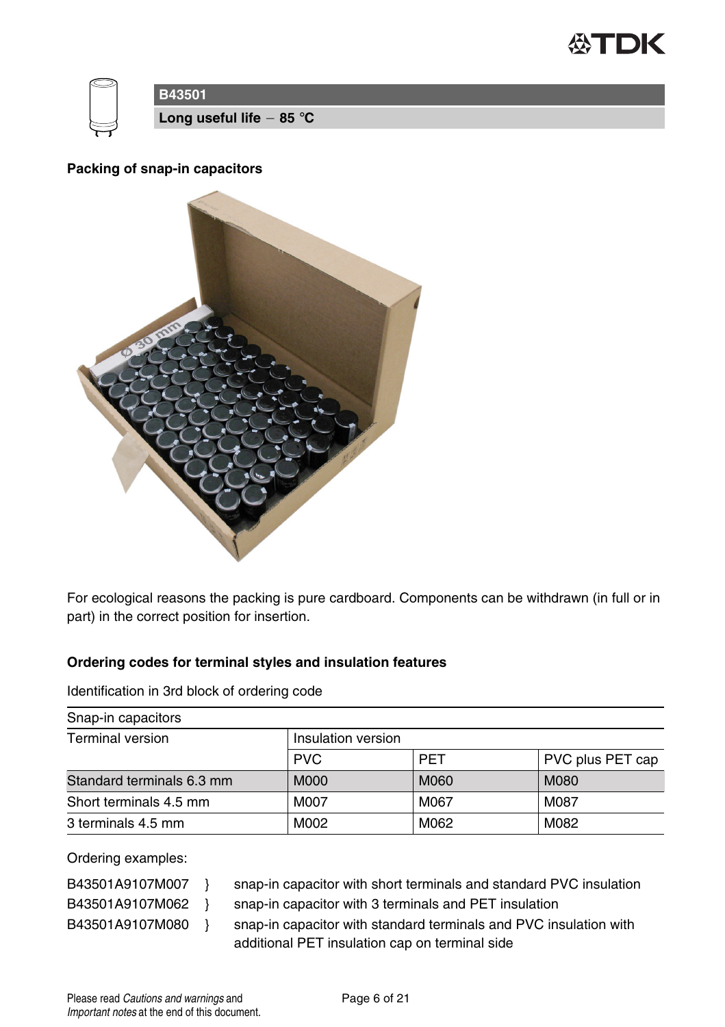**B43501**

**Long useful life − 85 °C**

### Packing of snap-in capacitors

For ecological reasons the packing is pure cardboard. Components can be withdrawn (in full or in part) in the correct position for insertion.

### Ordering codes for terminal styles and insulation features

Identification in 3rd block of ordering code

| Snap-in capacitors | | | |
|---|---|---|---|
| Terminal version | Insulation version | | |
| | PVC | PET | PVC plus PET cap |
| Standard terminals 6.3 mm | M000 | M060 | M080 |
| Short terminals 4.5 mm | M007 | M067 | M087 |
| 3 terminals 4.5 mm | M002 | M062 | M082 |

Ordering examples:

B43501A9107M007 } snap-in capacitor with short terminals and standard PVC insulation

B43501A9107M062 } snap-in capacitor with 3 terminals and PET insulation

B43501A9107M080 } snap-in capacitor with standard terminals and PVC insulation with additional PET insulation cap on terminal side

Please read *Cautions and warnings* and *Important notes* at the end of this document.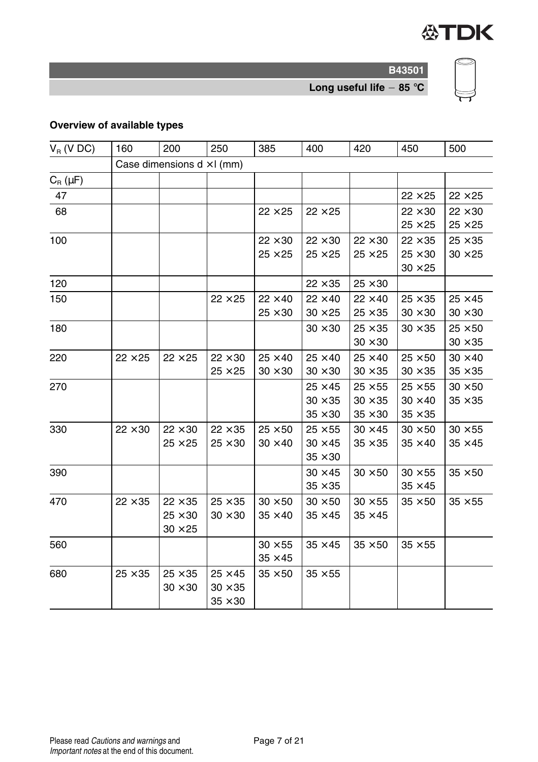**B43501**

**Long useful life − 85 °C**

**Overview of available types**

| $V_R$ (V DC) | 160 | 200 | 250 | 385 | 400 | 420 | 450 | 500 |
|---|---|---|---|---|---|---|---|---|
| | Case dimensions d ×l (mm) | | | | | | | |
| $C_R$ (µF) | | | | | | | | |
| 47 | | | | | | | 22 ×25 | 22 ×25 |
| 68 | | | | 22 ×25 | 22 ×25 | | 22 ×30<br>25 ×25 | 22 ×30<br>25 ×25 |
| 100 | | | | 22 ×30<br>25 ×25 | 22 ×30<br>25 ×25 | 22 ×30<br>25 ×25 | 22 ×35<br>25 ×30<br>30 ×25 | 25 ×35<br>30 ×25 |
| 120 | | | | | 22 ×35 | 25 ×30 | | |
| 150 | | | 22 ×25 | 22 ×40<br>25 ×30 | 22 ×40<br>30 ×25 | 22 ×40<br>25 ×35 | 25 ×35<br>30 ×30 | 25 ×45<br>30 ×30 |
| 180 | | | | | 30 ×30 | 25 ×35<br>30 ×30 | 30 ×35 | 25 ×50<br>30 ×35 |
| 220 | 22 ×25 | 22 ×25 | 22 ×30<br>25 ×25 | 25 ×40<br>30 ×30 | 25 ×40<br>30 ×30 | 25 ×40<br>30 ×35 | 25 ×50<br>30 ×35 | 30 ×40<br>35 ×35 |
| 270 | | | | | 25 ×45<br>30 ×35<br>35 ×30 | 25 ×55<br>30 ×35<br>35 ×30 | 25 ×55<br>30 ×40<br>35 ×35 | 30 ×50<br>35 ×35 |
| 330 | 22 ×30 | 22 ×30<br>25 ×25 | 22 ×35<br>25 ×30 | 25 ×50<br>30 ×40 | 25 ×55<br>30 ×45<br>35 ×30 | 30 ×45<br>35 ×35 | 30 ×50<br>35 ×40 | 30 ×55<br>35 ×45 |
| 390 | | | | | 30 ×45<br>35 ×35 | 30 ×50 | 30 ×55<br>35 ×45 | 35 ×50 |
| 470 | 22 ×35 | 22 ×35<br>25 ×30<br>30 ×25 | 25 ×35<br>30 ×30 | 30 ×50<br>35 ×40 | 30 ×50<br>35 ×45 | 30 ×55<br>35 ×45 | 35 ×50 | 35 ×55 |
| 560 | | | | 30 ×55<br>35 ×45 | 35 ×45 | 35 ×50 | 35 ×55 | |
| 680 | 25 ×35 | 25 ×35<br>30 ×30 | 25 ×45<br>30 ×35<br>35 ×30 | 35 ×50 | 35 ×55 | | | |

Please read *Cautions and warnings* and *Important notes* at the end of this document.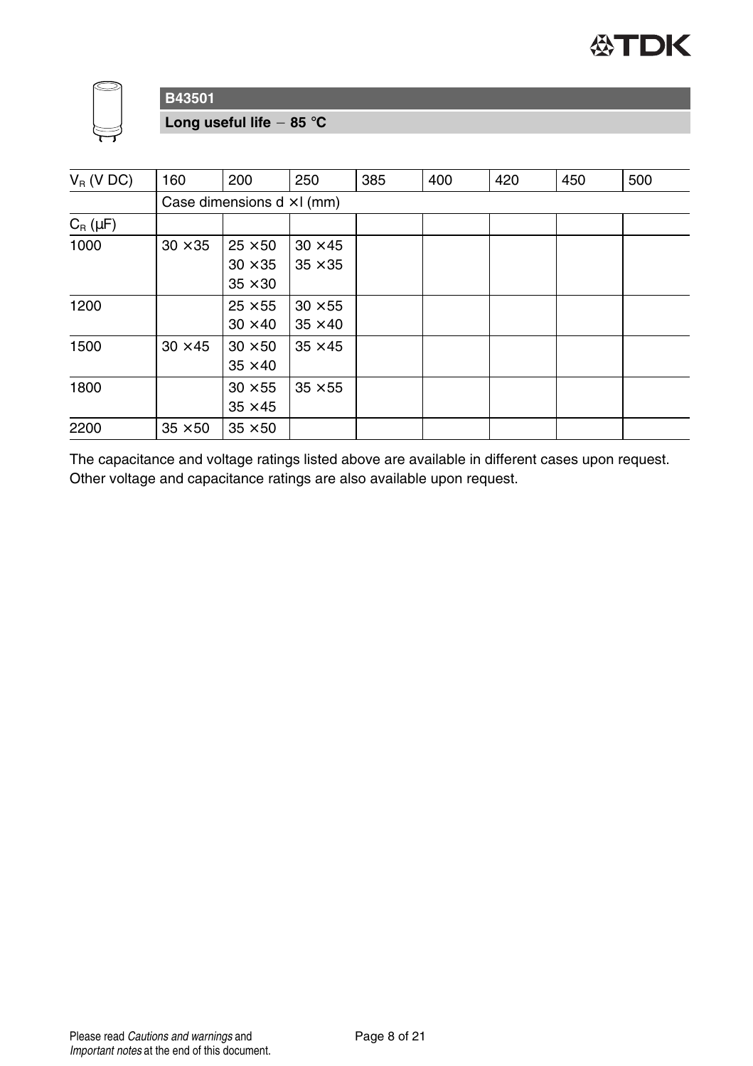## B43501

**Long useful life − 85 °C**

| $V_R$ (V DC) | 160 | 200 | 250 | 385 | 400 | 420 | 450 | 500 |
|---|---|---|---|---|---|---|---|---|
| | Case dimensions d ×l (mm) | | | | | | | |
| $C_R$ (µF) | | | | | | | | |
| 1000 | 30 ×35 | 25 ×50<br>30 ×35<br>35 ×30 | 30 ×45<br>35 ×35 | | | | | |
| 1200 | | 25 ×55<br>30 ×40 | 30 ×55<br>35 ×40 | | | | | |
| 1500 | 30 ×45 | 30 ×50<br>35 ×40 | 35 ×45 | | | | | |
| 1800 | | 30 ×55<br>35 ×45 | 35 ×55 | | | | | |
| 2200 | 35 ×50 | 35 ×50 | | | | | | |

The capacitance and voltage ratings listed above are available in different cases upon request. Other voltage and capacitance ratings are also available upon request.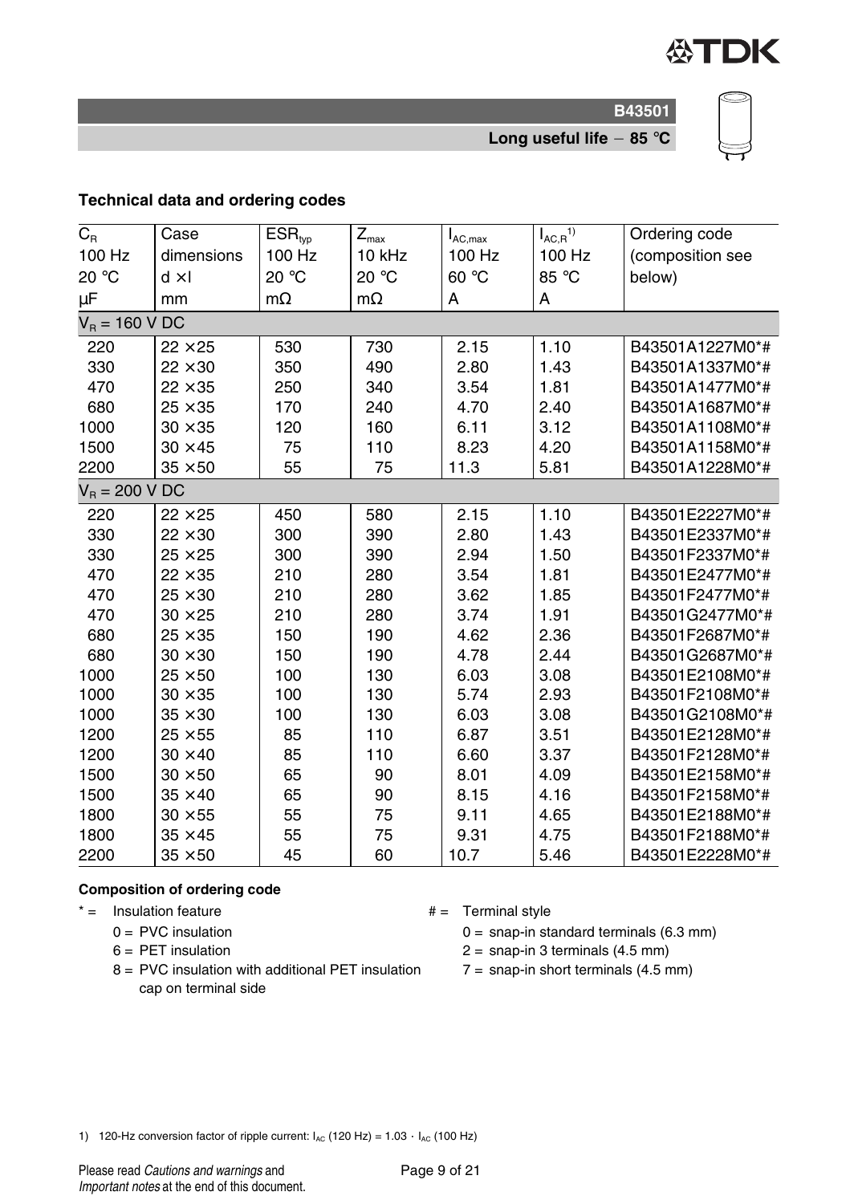# B43501

**Long useful life − 85 °C**

## Technical data and ordering codes

| $C_R$ 100 Hz 20 °C µF | Case dimensions d × l mm | $ESR_{typ}$ 100 Hz 20 °C mΩ | $Z_{max}$ 10 kHz 20 °C mΩ | $I_{AC,max}$ 100 Hz 60 °C A | $I_{AC,R}$[1)] 100 Hz 85 °C A | Ordering code (composition see below) |
|---|---|---|---|---|---|---|
| $V_R$ = 160 V DC | | | | | | |
| 220 | 22 × 25 | 530 | 730 | 2.15 | 1.10 | B43501A1227M0*# |
| 330 | 22 × 30 | 350 | 490 | 2.80 | 1.43 | B43501A1337M0*# |
| 470 | 22 × 35 | 250 | 340 | 3.54 | 1.81 | B43501A1477M0*# |
| 680 | 25 × 35 | 170 | 240 | 4.70 | 2.40 | B43501A1687M0*# |
| 1000 | 30 × 35 | 120 | 160 | 6.11 | 3.12 | B43501A1108M0*# |
| 1500 | 30 × 45 | 75 | 110 | 8.23 | 4.20 | B43501A1158M0*# |
| 2200 | 35 × 50 | 55 | 75 | 11.3 | 5.81 | B43501A1228M0*# |
| $V_R$ = 200 V DC | | | | | | |
| 220 | 22 × 25 | 450 | 580 | 2.15 | 1.10 | B43501E2227M0*# |
| 330 | 22 × 30 | 300 | 390 | 2.80 | 1.43 | B43501E2337M0*# |
| 330 | 25 × 25 | 300 | 390 | 2.94 | 1.50 | B43501F2337M0*# |
| 470 | 22 × 35 | 210 | 280 | 3.54 | 1.81 | B43501E2477M0*# |
| 470 | 25 × 30 | 210 | 280 | 3.62 | 1.85 | B43501F2477M0*# |
| 470 | 30 × 25 | 210 | 280 | 3.74 | 1.91 | B43501G2477M0*# |
| 680 | 25 × 35 | 150 | 190 | 4.62 | 2.36 | B43501F2687M0*# |
| 680 | 30 × 30 | 150 | 190 | 4.78 | 2.44 | B43501G2687M0*# |
| 1000 | 25 × 50 | 100 | 130 | 6.03 | 3.08 | B43501E2108M0*# |
| 1000 | 30 × 35 | 100 | 130 | 5.74 | 2.93 | B43501F2108M0*# |
| 1000 | 35 × 30 | 100 | 130 | 6.03 | 3.08 | B43501G2108M0*# |
| 1200 | 25 × 55 | 85 | 110 | 6.87 | 3.51 | B43501E2128M0*# |
| 1200 | 30 × 40 | 85 | 110 | 6.60 | 3.37 | B43501F2128M0*# |
| 1500 | 30 × 50 | 65 | 90 | 8.01 | 4.09 | B43501E2158M0*# |
| 1500 | 35 × 40 | 65 | 90 | 8.15 | 4.16 | B43501F2158M0*# |
| 1800 | 30 × 55 | 55 | 75 | 9.11 | 4.65 | B43501E2188M0*# |
| 1800 | 35 × 45 | 55 | 75 | 9.31 | 4.75 | B43501F2188M0*# |
| 2200 | 35 × 50 | 45 | 60 | 10.7 | 5.46 | B43501E2228M0*# |

### Composition of ordering code

\* = Insulation feature
- 0 = PVC insulation
- 6 = PET insulation
- 8 = PVC insulation with additional PET insulation cap on terminal side

\# = Terminal style
- 0 = snap-in standard terminals (6.3 mm)
- 2 = snap-in 3 terminals (4.5 mm)
- 7 = snap-in short terminals (4.5 mm)

1) 120-Hz conversion factor of ripple current: $I_{AC}$ (120 Hz) = 1.03 · $I_{AC}$ (100 Hz)

Please read *Cautions and warnings* and *Important notes* at the end of this document.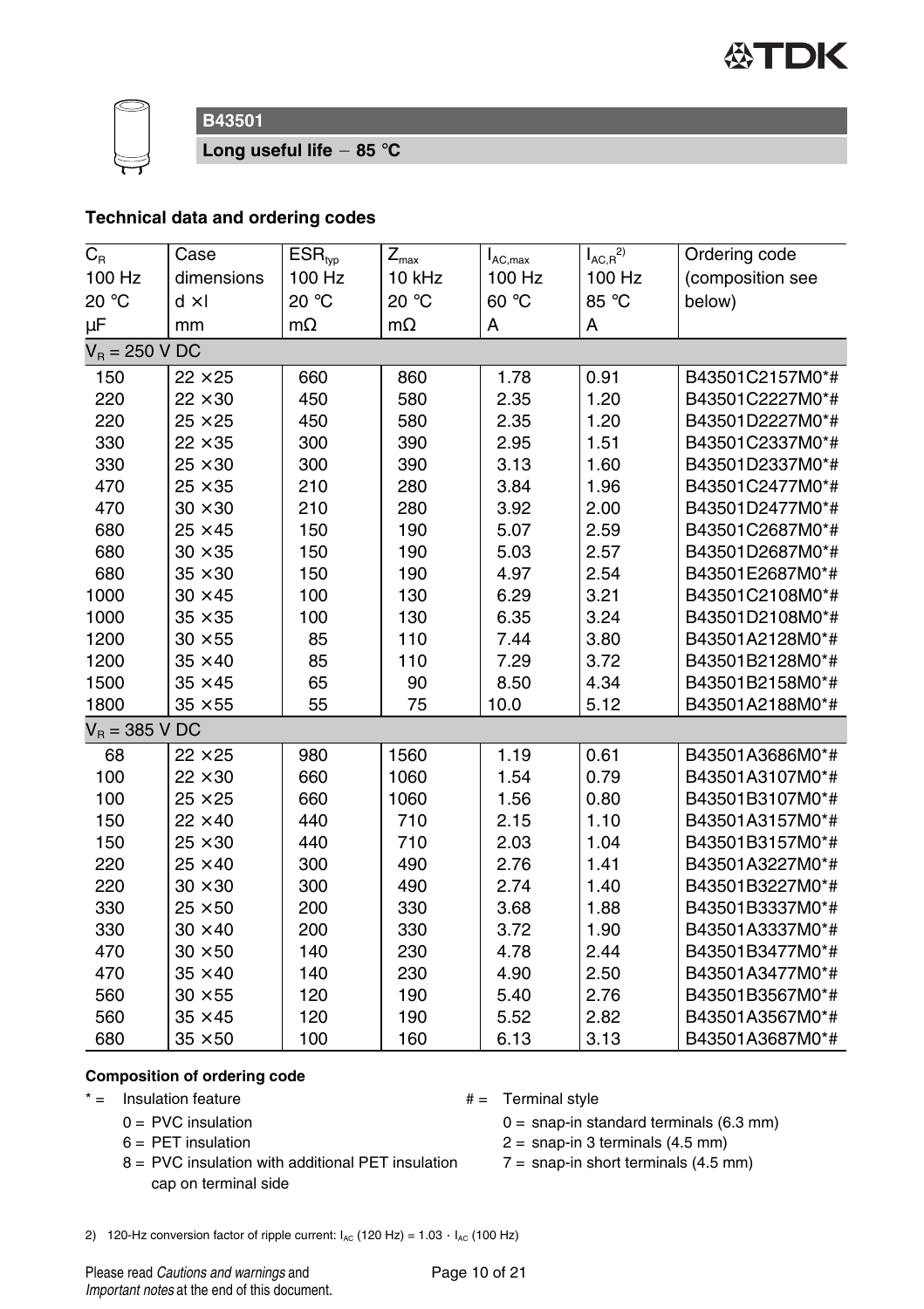## B43501

**Long useful life − 85 °C**

### Technical data and ordering codes

| $C_R$ 100 Hz 20 °C µF | Case dimensions d × l mm | $ESR_{typ}$ 100 Hz 20 °C mΩ | $Z_{max}$ 10 kHz 20 °C mΩ | $I_{AC,max}$ 100 Hz 60 °C A | $I_{AC,R}$[2] 100 Hz 85 °C A | Ordering code (composition see below) |
|---|---|---|---|---|---|---|
| $V_R$ = 250 V DC | | | | | | |
| 150 | 22 × 25 | 660 | 860 | 1.78 | 0.91 | B43501C2157M0*# |
| 220 | 22 × 30 | 450 | 580 | 2.35 | 1.20 | B43501C2227M0*# |
| 220 | 25 × 25 | 450 | 580 | 2.35 | 1.20 | B43501D2227M0*# |
| 330 | 22 × 35 | 300 | 390 | 2.95 | 1.51 | B43501C2337M0*# |
| 330 | 25 × 30 | 300 | 390 | 3.13 | 1.60 | B43501D2337M0*# |
| 470 | 25 × 35 | 210 | 280 | 3.84 | 1.96 | B43501C2477M0*# |
| 470 | 30 × 30 | 210 | 280 | 3.92 | 2.00 | B43501D2477M0*# |
| 680 | 25 × 45 | 150 | 190 | 5.07 | 2.59 | B43501C2687M0*# |
| 680 | 30 × 35 | 150 | 190 | 5.03 | 2.57 | B43501D2687M0*# |
| 680 | 35 × 30 | 150 | 190 | 4.97 | 2.54 | B43501E2687M0*# |
| 1000 | 30 × 45 | 100 | 130 | 6.29 | 3.21 | B43501C2108M0*# |
| 1000 | 35 × 35 | 100 | 130 | 6.35 | 3.24 | B43501D2108M0*# |
| 1200 | 30 × 55 | 85 | 110 | 7.44 | 3.80 | B43501A2128M0*# |
| 1200 | 35 × 40 | 85 | 110 | 7.29 | 3.72 | B43501B2128M0*# |
| 1500 | 35 × 45 | 65 | 90 | 8.50 | 4.34 | B43501B2158M0*# |
| 1800 | 35 × 55 | 55 | 75 | 10.0 | 5.12 | B43501A2188M0*# |
| $V_R$ = 385 V DC | | | | | | |
| 68 | 22 × 25 | 980 | 1560 | 1.19 | 0.61 | B43501A3686M0*# |
| 100 | 22 × 30 | 660 | 1060 | 1.54 | 0.79 | B43501A3107M0*# |
| 100 | 25 × 25 | 660 | 1060 | 1.56 | 0.80 | B43501B3107M0*# |
| 150 | 22 × 40 | 440 | 710 | 2.15 | 1.10 | B43501A3157M0*# |
| 150 | 25 × 30 | 440 | 710 | 2.03 | 1.04 | B43501B3157M0*# |
| 220 | 25 × 40 | 300 | 490 | 2.76 | 1.41 | B43501A3227M0*# |
| 220 | 30 × 30 | 300 | 490 | 2.74 | 1.40 | B43501B3227M0*# |
| 330 | 25 × 50 | 200 | 330 | 3.68 | 1.88 | B43501B3337M0*# |
| 330 | 30 × 40 | 200 | 330 | 3.72 | 1.90 | B43501A3337M0*# |
| 470 | 30 × 50 | 140 | 230 | 4.78 | 2.44 | B43501B3477M0*# |
| 470 | 35 × 40 | 140 | 230 | 4.90 | 2.50 | B43501A3477M0*# |
| 560 | 30 × 55 | 120 | 190 | 5.40 | 2.76 | B43501B3567M0*# |
| 560 | 35 × 45 | 120 | 190 | 5.52 | 2.82 | B43501A3567M0*# |
| 680 | 35 × 50 | 100 | 160 | 6.13 | 3.13 | B43501A3687M0*# |

**Composition of ordering code**

* = Insulation feature
  - 0 = PVC insulation
  - 6 = PET insulation
  - 8 = PVC insulation with additional PET insulation cap on terminal side

# = Terminal style
  - 0 = snap-in standard terminals (6.3 mm)
  - 2 = snap-in 3 terminals (4.5 mm)
  - 7 = snap-in short terminals (4.5 mm)

2) 120-Hz conversion factor of ripple current: $I_{AC}$ (120 Hz) = 1.03 · $I_{AC}$ (100 Hz)

Please read *Cautions and warnings* and *Important notes* at the end of this document.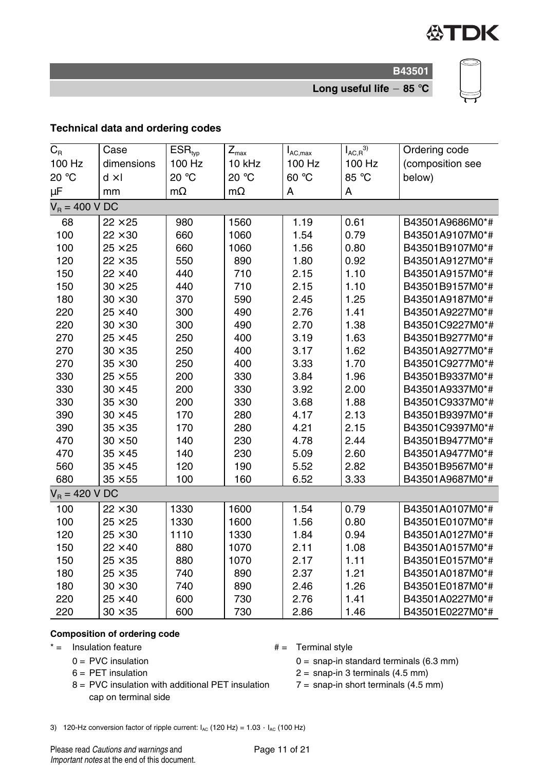B43501

**Long useful life − 85 °C**

## Technical data and ordering codes

| $C_R$ 100 Hz 20 °C µF | Case dimensions d × l mm | $ESR_{typ}$ 100 Hz 20 °C mΩ | $Z_{max}$ 10 kHz 20 °C mΩ | $I_{AC,max}$ 100 Hz 60 °C A | $I_{AC,R}$ [3] 100 Hz 85 °C A | Ordering code (composition see below) |
|---|---|---|---|---|---|---|
| $V_R$ = 400 V DC | | | | | | |
| 68 | 22 × 25 | 980 | 1560 | 1.19 | 0.61 | B43501A9686M0*# |
| 100 | 22 × 30 | 660 | 1060 | 1.54 | 0.79 | B43501A9107M0*# |
| 100 | 25 × 25 | 660 | 1060 | 1.56 | 0.80 | B43501B9107M0*# |
| 120 | 22 × 35 | 550 | 890 | 1.80 | 0.92 | B43501A9127M0*# |
| 150 | 22 × 40 | 440 | 710 | 2.15 | 1.10 | B43501A9157M0*# |
| 150 | 30 × 25 | 440 | 710 | 2.15 | 1.10 | B43501B9157M0*# |
| 180 | 30 × 30 | 370 | 590 | 2.45 | 1.25 | B43501A9187M0*# |
| 220 | 25 × 40 | 300 | 490 | 2.76 | 1.41 | B43501A9227M0*# |
| 220 | 30 × 30 | 300 | 490 | 2.70 | 1.38 | B43501C9227M0*# |
| 270 | 25 × 45 | 250 | 400 | 3.19 | 1.63 | B43501B9277M0*# |
| 270 | 30 × 35 | 250 | 400 | 3.17 | 1.62 | B43501A9277M0*# |
| 270 | 35 × 30 | 250 | 400 | 3.33 | 1.70 | B43501C9277M0*# |
| 330 | 25 × 55 | 200 | 330 | 3.84 | 1.96 | B43501B9337M0*# |
| 330 | 30 × 45 | 200 | 330 | 3.92 | 2.00 | B43501A9337M0*# |
| 330 | 35 × 30 | 200 | 330 | 3.68 | 1.88 | B43501C9337M0*# |
| 390 | 30 × 45 | 170 | 280 | 4.17 | 2.13 | B43501B9397M0*# |
| 390 | 35 × 35 | 170 | 280 | 4.21 | 2.15 | B43501C9397M0*# |
| 470 | 30 × 50 | 140 | 230 | 4.78 | 2.44 | B43501B9477M0*# |
| 470 | 35 × 45 | 140 | 230 | 5.09 | 2.60 | B43501A9477M0*# |
| 560 | 35 × 45 | 120 | 190 | 5.52 | 2.82 | B43501B9567M0*# |
| 680 | 35 × 55 | 100 | 160 | 6.52 | 3.33 | B43501A9687M0*# |
| $V_R$ = 420 V DC | | | | | | |
| 100 | 22 × 30 | 1330 | 1600 | 1.54 | 0.79 | B43501A0107M0*# |
| 100 | 25 × 25 | 1330 | 1600 | 1.56 | 0.80 | B43501E0107M0*# |
| 120 | 25 × 30 | 1110 | 1330 | 1.84 | 0.94 | B43501A0127M0*# |
| 150 | 22 × 40 | 880 | 1070 | 2.11 | 1.08 | B43501A0157M0*# |
| 150 | 25 × 35 | 880 | 1070 | 2.17 | 1.11 | B43501E0157M0*# |
| 180 | 25 × 35 | 740 | 890 | 2.37 | 1.21 | B43501A0187M0*# |
| 180 | 30 × 30 | 740 | 890 | 2.46 | 1.26 | B43501E0187M0*# |
| 220 | 25 × 40 | 600 | 730 | 2.76 | 1.41 | B43501A0227M0*# |
| 220 | 30 × 35 | 600 | 730 | 2.86 | 1.46 | B43501E0227M0*# |

### Composition of ordering code

\* = Insulation feature
- 0 = PVC insulation
- 6 = PET insulation
- 8 = PVC insulation with additional PET insulation cap on terminal side

\# = Terminal style
- 0 = snap-in standard terminals (6.3 mm)
- 2 = snap-in 3 terminals (4.5 mm)
- 7 = snap-in short terminals (4.5 mm)

3) 120-Hz conversion factor of ripple current: $I_{AC}$ (120 Hz) = 1.03 · $I_{AC}$ (100 Hz)

Please read *Cautions and warnings* and *Important notes* at the end of this document.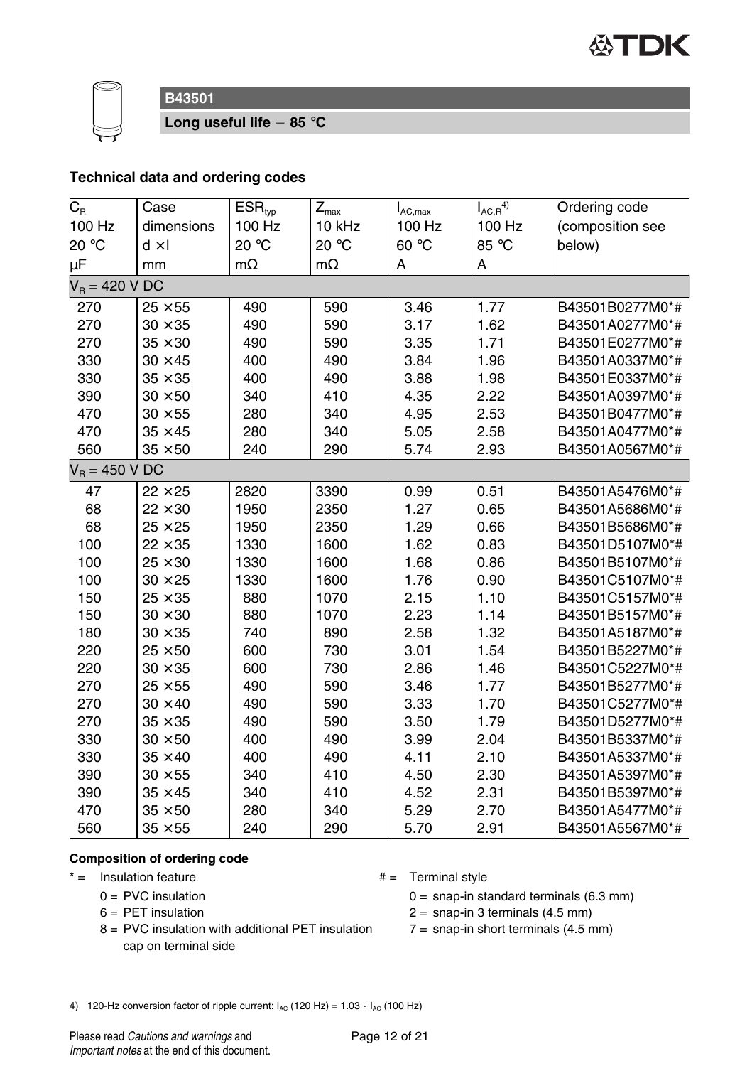**B43501**

**Long useful life − 85 °C**

### Technical data and ordering codes

| $C_R$ 100 Hz 20 °C µF | Case dimensions d × l mm | $ESR_{typ}$ 100 Hz 20 °C mΩ | $Z_{max}$ 10 kHz 20 °C mΩ | $I_{AC,max}$ 100 Hz 60 °C A | $I_{AC,R}$ [4] 100 Hz 85 °C A | Ordering code (composition see below) |
|---|---|---|---|---|---|---|
| $V_R$ = 420 V DC | | | | | | |
| 270 | 25 × 55 | 490 | 590 | 3.46 | 1.77 | B43501B0277M0*# |
| 270 | 30 × 35 | 490 | 590 | 3.17 | 1.62 | B43501A0277M0*# |
| 270 | 35 × 30 | 490 | 590 | 3.35 | 1.71 | B43501E0277M0*# |
| 330 | 30 × 45 | 400 | 490 | 3.84 | 1.96 | B43501A0337M0*# |
| 330 | 35 × 35 | 400 | 490 | 3.88 | 1.98 | B43501E0337M0*# |
| 390 | 30 × 50 | 340 | 410 | 4.35 | 2.22 | B43501A0397M0*# |
| 470 | 30 × 55 | 280 | 340 | 4.95 | 2.53 | B43501B0477M0*# |
| 470 | 35 × 45 | 280 | 340 | 5.05 | 2.58 | B43501A0477M0*# |
| 560 | 35 × 50 | 240 | 290 | 5.74 | 2.93 | B43501A0567M0*# |
| $V_R$ = 450 V DC | | | | | | |
| 47 | 22 × 25 | 2820 | 3390 | 0.99 | 0.51 | B43501A5476M0*# |
| 68 | 22 × 30 | 1950 | 2350 | 1.27 | 0.65 | B43501A5686M0*# |
| 68 | 25 × 25 | 1950 | 2350 | 1.29 | 0.66 | B43501B5686M0*# |
| 100 | 22 × 35 | 1330 | 1600 | 1.62 | 0.83 | B43501D5107M0*# |
| 100 | 25 × 30 | 1330 | 1600 | 1.68 | 0.86 | B43501B5107M0*# |
| 100 | 30 × 25 | 1330 | 1600 | 1.76 | 0.90 | B43501C5107M0*# |
| 150 | 25 × 35 | 880 | 1070 | 2.15 | 1.10 | B43501C5157M0*# |
| 150 | 30 × 30 | 880 | 1070 | 2.23 | 1.14 | B43501B5157M0*# |
| 180 | 30 × 35 | 740 | 890 | 2.58 | 1.32 | B43501A5187M0*# |
| 220 | 25 × 50 | 600 | 730 | 3.01 | 1.54 | B43501B5227M0*# |
| 220 | 30 × 35 | 600 | 730 | 2.86 | 1.46 | B43501C5227M0*# |
| 270 | 25 × 55 | 490 | 590 | 3.46 | 1.77 | B43501B5277M0*# |
| 270 | 30 × 40 | 490 | 590 | 3.33 | 1.70 | B43501C5277M0*# |
| 270 | 35 × 35 | 490 | 590 | 3.50 | 1.79 | B43501D5277M0*# |
| 330 | 30 × 50 | 400 | 490 | 3.99 | 2.04 | B43501B5337M0*# |
| 330 | 35 × 40 | 400 | 490 | 4.11 | 2.10 | B43501A5337M0*# |
| 390 | 30 × 55 | 340 | 410 | 4.50 | 2.30 | B43501A5397M0*# |
| 390 | 35 × 45 | 340 | 410 | 4.52 | 2.31 | B43501B5397M0*# |
| 470 | 35 × 50 | 280 | 340 | 5.29 | 2.70 | B43501A5477M0*# |
| 560 | 35 × 55 | 240 | 290 | 5.70 | 2.91 | B43501A5567M0*# |

**Composition of ordering code**

\* = Insulation feature

- 0 = PVC insulation
- 6 = PET insulation
- 8 = PVC insulation with additional PET insulation cap on terminal side

\# = Terminal style

- 0 = snap-in standard terminals (6.3 mm)
- 2 = snap-in 3 terminals (4.5 mm)
- 7 = snap-in short terminals (4.5 mm)

4) 120-Hz conversion factor of ripple current: $I_{AC}$ (120 Hz) = 1.03 · $I_{AC}$ (100 Hz)

Please read *Cautions and warnings* and *Important notes* at the end of this document.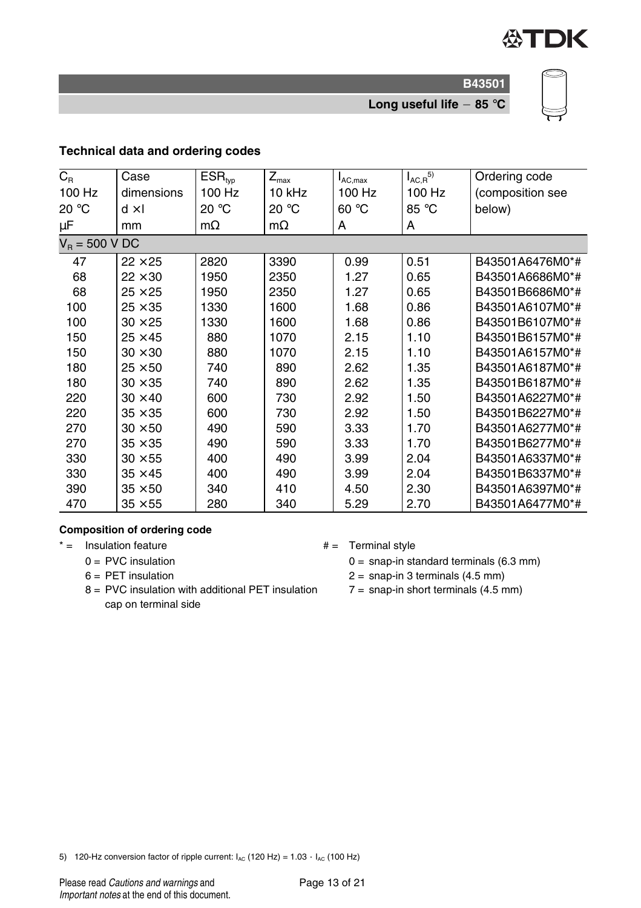B43501

**Long useful life − 85 °C**

### Technical data and ordering codes

| $C_R$ 100 Hz 20 °C µF | Case dimensions d × l mm | $ESR_{typ}$ 100 Hz 20 °C mΩ | $Z_{max}$ 10 kHz 20 °C mΩ | $I_{AC,max}$ 100 Hz 60 °C A | $I_{AC,R}$[5)] 100 Hz 85 °C A | Ordering code (composition see below) |
|---|---|---|---|---|---|---|
| $V_R$ = 500 V DC | | | | | | |
| 47 | 22 × 25 | 2820 | 3390 | 0.99 | 0.51 | B43501A6476M0*# |
| 68 | 22 × 30 | 1950 | 2350 | 1.27 | 0.65 | B43501A6686M0*# |
| 68 | 25 × 25 | 1950 | 2350 | 1.27 | 0.65 | B43501B6686M0*# |
| 100 | 25 × 35 | 1330 | 1600 | 1.68 | 0.86 | B43501A6107M0*# |
| 100 | 30 × 25 | 1330 | 1600 | 1.68 | 0.86 | B43501B6107M0*# |
| 150 | 25 × 45 | 880 | 1070 | 2.15 | 1.10 | B43501B6157M0*# |
| 150 | 30 × 30 | 880 | 1070 | 2.15 | 1.10 | B43501A6157M0*# |
| 180 | 25 × 50 | 740 | 890 | 2.62 | 1.35 | B43501A6187M0*# |
| 180 | 30 × 35 | 740 | 890 | 2.62 | 1.35 | B43501B6187M0*# |
| 220 | 30 × 40 | 600 | 730 | 2.92 | 1.50 | B43501A6227M0*# |
| 220 | 35 × 35 | 600 | 730 | 2.92 | 1.50 | B43501B6227M0*# |
| 270 | 30 × 50 | 490 | 590 | 3.33 | 1.70 | B43501A6277M0*# |
| 270 | 35 × 35 | 490 | 590 | 3.33 | 1.70 | B43501B6277M0*# |
| 330 | 30 × 55 | 400 | 490 | 3.99 | 2.04 | B43501A6337M0*# |
| 330 | 35 × 45 | 400 | 490 | 3.99 | 2.04 | B43501B6337M0*# |
| 390 | 35 × 50 | 340 | 410 | 4.50 | 2.30 | B43501A6397M0*# |
| 470 | 35 × 55 | 280 | 340 | 5.29 | 2.70 | B43501A6477M0*# |

**Composition of ordering code**

\* = Insulation feature
- 0 = PVC insulation
- 6 = PET insulation
- 8 = PVC insulation with additional PET insulation cap on terminal side

\# = Terminal style
- 0 = snap-in standard terminals (6.3 mm)
- 2 = snap-in 3 terminals (4.5 mm)
- 7 = snap-in short terminals (4.5 mm)

5) 120-Hz conversion factor of ripple current: $I_{AC}$ (120 Hz) = 1.03 · $I_{AC}$ (100 Hz)

Please read *Cautions and warnings* and *Important notes* at the end of this document.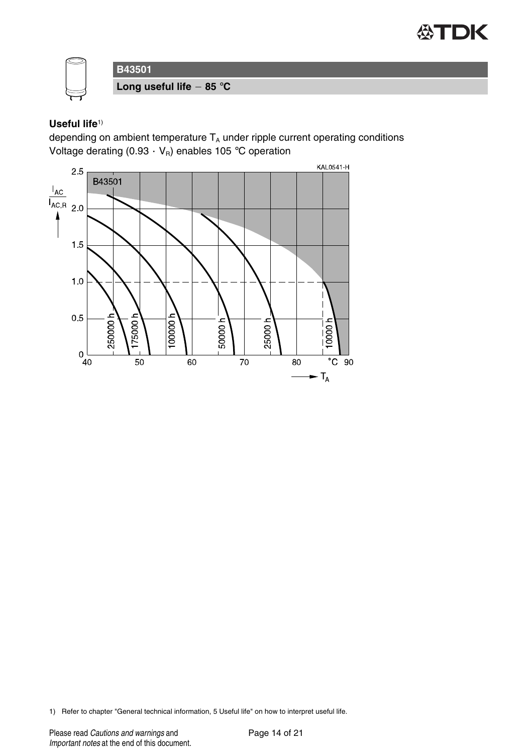## B43501

### Long useful life − 85 °C

**Useful life**[1)]

depending on ambient temperature $T_A$ under ripple current operating conditions
Voltage derating ($0.93 \cdot V_R$) enables 105 °C operation

KAL0541-H

B43501

$\frac{I_{AC}}{I_{AC,R}}$

250000 h, 175000 h, 100000 h, 50000 h, 25000 h, 10000 h

°C

$T_A$

1) Refer to chapter "General technical information, 5 Useful life" on how to interpret useful life.

Please read *Cautions and warnings* and *Important notes* at the end of this document.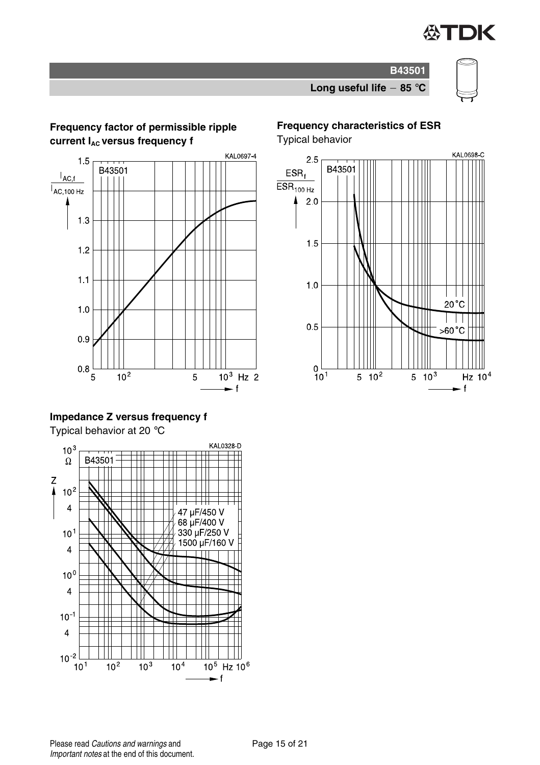## Frequency factor of permissible ripple current $I_{AC}$ versus frequency f

KAL0697-4

B43501

$\frac{I_{AC,f}}{I_{AC,100\ Hz}}$

## Frequency characteristics of ESR

Typical behavior

KAL0698-C

B43501

$\frac{ESR_f}{ESR_{100\ Hz}}$

20 °C

>60 °C

## Impedance Z versus frequency f

Typical behavior at 20 °C

KAL0328-D

B43501

47 µF/450 V
68 µF/400 V
330 µF/250 V
1500 µF/160 V

Please read *Cautions and warnings* and *Important notes* at the end of this document.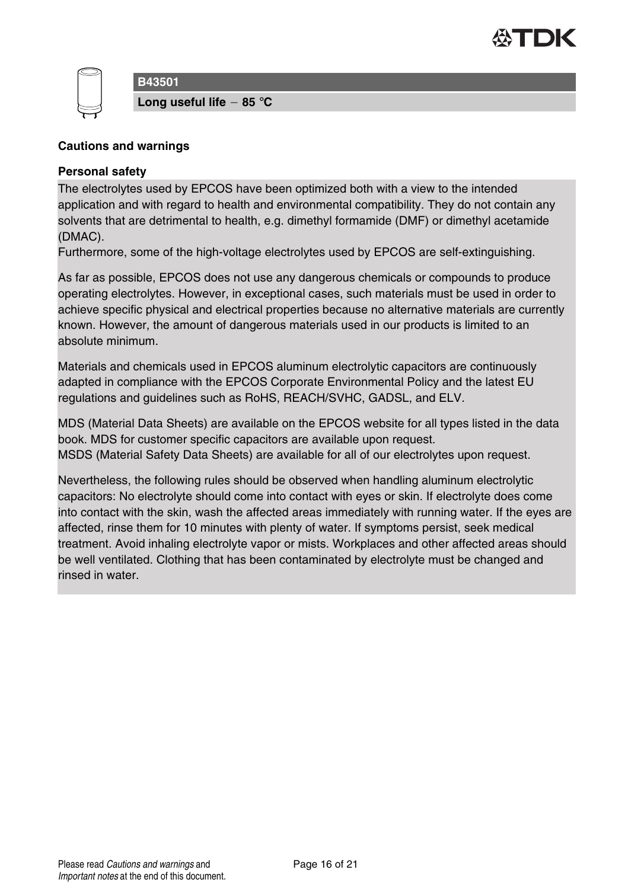**B43501**

**Long useful life − 85 °C**

## Cautions and warnings

### Personal safety

The electrolytes used by EPCOS have been optimized both with a view to the intended application and with regard to health and environmental compatibility. They do not contain any solvents that are detrimental to health, e.g. dimethyl formamide (DMF) or dimethyl acetamide (DMAC).
Furthermore, some of the high-voltage electrolytes used by EPCOS are self-extinguishing.

As far as possible, EPCOS does not use any dangerous chemicals or compounds to produce operating electrolytes. However, in exceptional cases, such materials must be used in order to achieve specific physical and electrical properties because no alternative materials are currently known. However, the amount of dangerous materials used in our products is limited to an absolute minimum.

Materials and chemicals used in EPCOS aluminum electrolytic capacitors are continuously adapted in compliance with the EPCOS Corporate Environmental Policy and the latest EU regulations and guidelines such as RoHS, REACH/SVHC, GADSL, and ELV.

MDS (Material Data Sheets) are available on the EPCOS website for all types listed in the data book. MDS for customer specific capacitors are available upon request.
MSDS (Material Safety Data Sheets) are available for all of our electrolytes upon request.

Nevertheless, the following rules should be observed when handling aluminum electrolytic capacitors: No electrolyte should come into contact with eyes or skin. If electrolyte does come into contact with the skin, wash the affected areas immediately with running water. If the eyes are affected, rinse them for 10 minutes with plenty of water. If symptoms persist, seek medical treatment. Avoid inhaling electrolyte vapor or mists. Workplaces and other affected areas should be well ventilated. Clothing that has been contaminated by electrolyte must be changed and rinsed in water.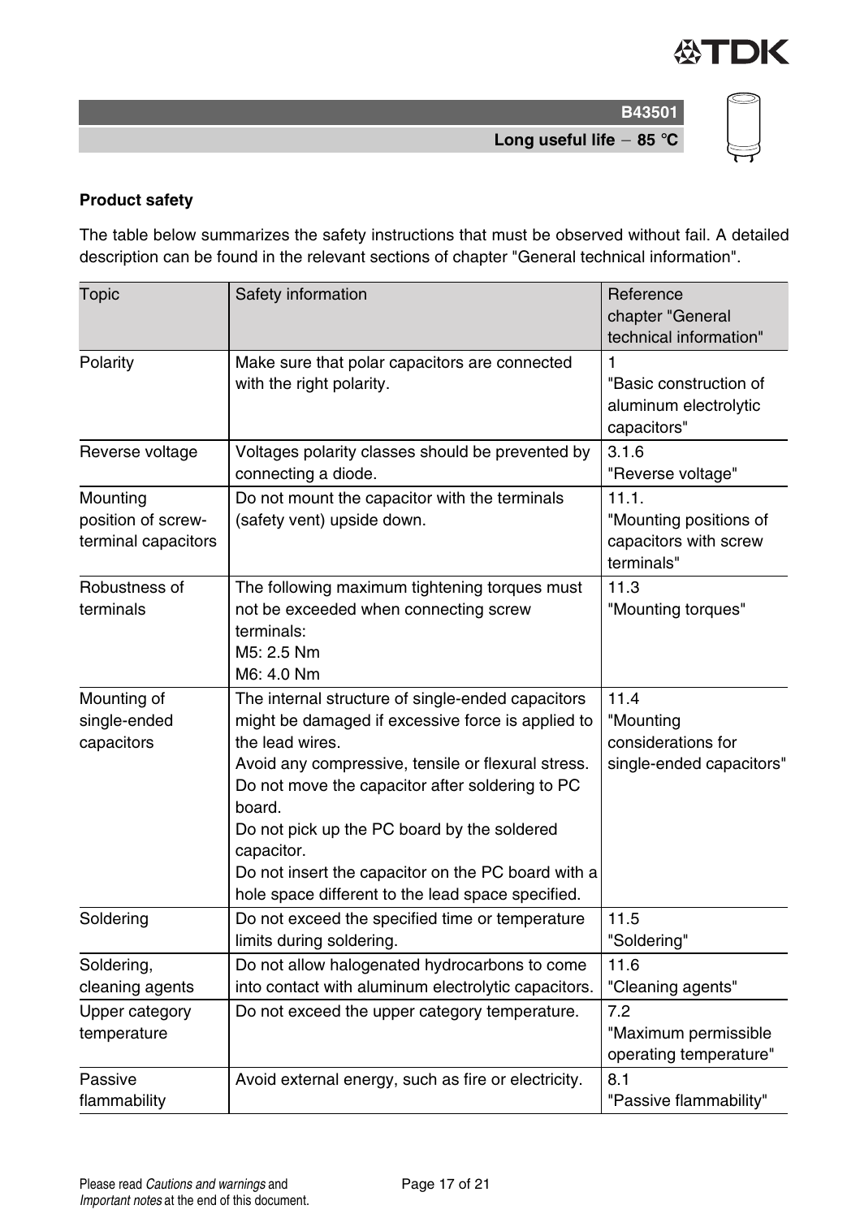**Product safety**

The table below summarizes the safety instructions that must be observed without fail. A detailed description can be found in the relevant sections of chapter "General technical information".

| Topic | Safety information | Reference chapter "General technical information" |
|---|---|---|
| Polarity | Make sure that polar capacitors are connected with the right polarity. | 1 "Basic construction of aluminum electrolytic capacitors" |
| Reverse voltage | Voltages polarity classes should be prevented by connecting a diode. | 3.1.6 "Reverse voltage" |
| Mounting position of screw-terminal capacitors | Do not mount the capacitor with the terminals (safety vent) upside down. | 11.1. "Mounting positions of capacitors with screw terminals" |
| Robustness of terminals | The following maximum tightening torques must not be exceeded when connecting screw terminals:<br>M5: 2.5 Nm<br>M6: 4.0 Nm | 11.3 "Mounting torques" |
| Mounting of single-ended capacitors | The internal structure of single-ended capacitors might be damaged if excessive force is applied to the lead wires.<br>Avoid any compressive, tensile or flexural stress.<br>Do not move the capacitor after soldering to PC board.<br>Do not pick up the PC board by the soldered capacitor.<br>Do not insert the capacitor on the PC board with a hole space different to the lead space specified. | 11.4 "Mounting considerations for single-ended capacitors" |
| Soldering | Do not exceed the specified time or temperature limits during soldering. | 11.5 "Soldering" |
| Soldering, cleaning agents | Do not allow halogenated hydrocarbons to come into contact with aluminum electrolytic capacitors. | 11.6 "Cleaning agents" |
| Upper category temperature | Do not exceed the upper category temperature. | 7.2 "Maximum permissible operating temperature" |
| Passive flammability | Avoid external energy, such as fire or electricity. | 8.1 "Passive flammability" |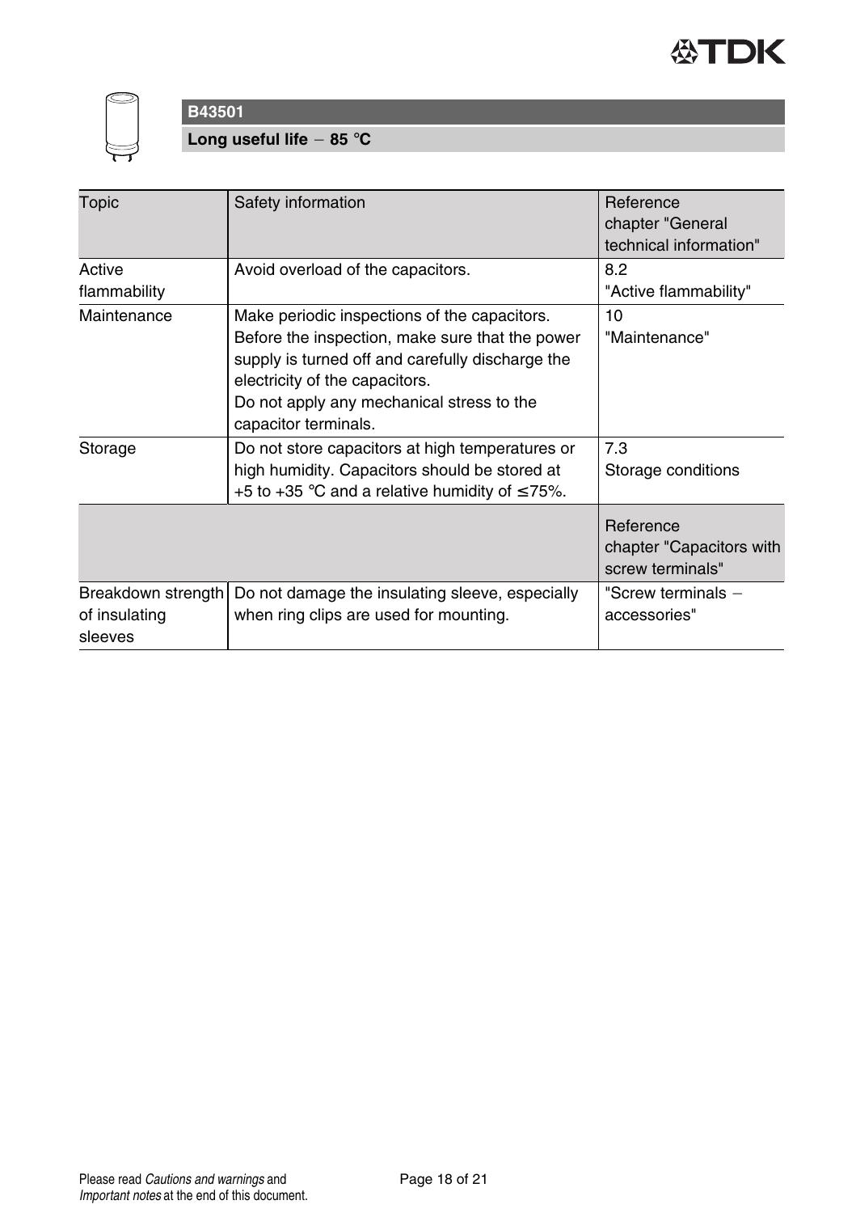**B43501**

**Long useful life − 85 °C**

| Topic | Safety information | Reference chapter "General technical information" |
|---|---|---|
| Active flammability | Avoid overload of the capacitors. | 8.2 "Active flammability" |
| Maintenance | Make periodic inspections of the capacitors. Before the inspection, make sure that the power supply is turned off and carefully discharge the electricity of the capacitors. Do not apply any mechanical stress to the capacitor terminals. | 10 "Maintenance" |
| Storage | Do not store capacitors at high temperatures or high humidity. Capacitors should be stored at +5 to +35 °C and a relative humidity of ≤75%. | 7.3 Storage conditions |
| | | Reference chapter "Capacitors with screw terminals" |
| Breakdown strength of insulating sleeves | Do not damage the insulating sleeve, especially when ring clips are used for mounting. | "Screw terminals − accessories" |

Please read *Cautions and warnings* and *Important notes* at the end of this document.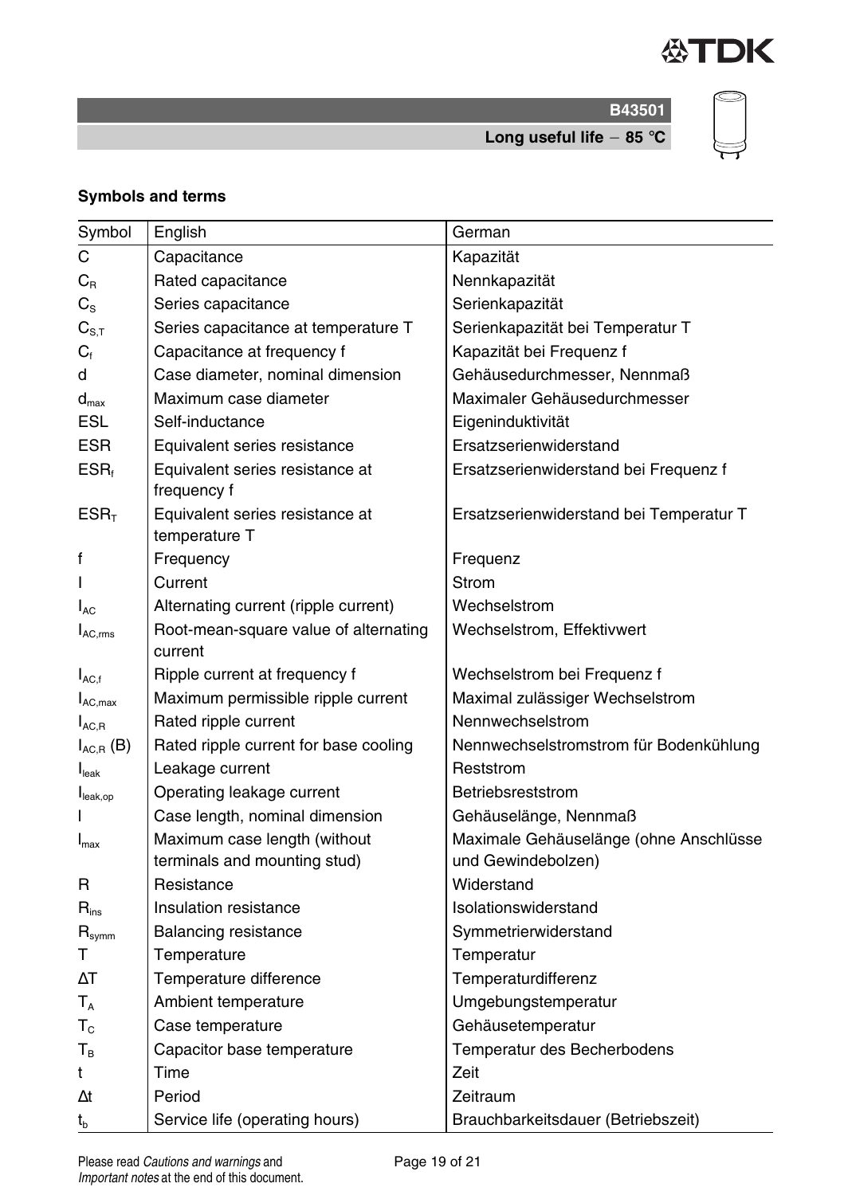## Symbols and terms

| Symbol | English | German |
|---|---|---|
| C | Capacitance | Kapazität |
| $C_R$ | Rated capacitance | Nennkapazität |
| $C_S$ | Series capacitance | Serienkapazität |
| $C_{S,T}$ | Series capacitance at temperature T | Serienkapazität bei Temperatur T |
| $C_f$ | Capacitance at frequency f | Kapazität bei Frequenz f |
| d | Case diameter, nominal dimension | Gehäusedurchmesser, Nennmaß |
| $d_{max}$ | Maximum case diameter | Maximaler Gehäusedurchmesser |
| ESL | Self-inductance | Eigeninduktivität |
| ESR | Equivalent series resistance | Ersatzserienwiderstand |
| $ESR_f$ | Equivalent series resistance at frequency f | Ersatzserienwiderstand bei Frequenz f |
| $ESR_T$ | Equivalent series resistance at temperature T | Ersatzserienwiderstand bei Temperatur T |
| f | Frequency | Frequenz |
| I | Current | Strom |
| $I_{AC}$ | Alternating current (ripple current) | Wechselstrom |
| $I_{AC,rms}$ | Root-mean-square value of alternating current | Wechselstrom, Effektivwert |
| $I_{AC,f}$ | Ripple current at frequency f | Wechselstrom bei Frequenz f |
| $I_{AC,max}$ | Maximum permissible ripple current | Maximal zulässiger Wechselstrom |
| $I_{AC,R}$ | Rated ripple current | Nennwechselstrom |
| $I_{AC,R}$ (B) | Rated ripple current for base cooling | Nennwechselstromstrom für Bodenkühlung |
| $I_{leak}$ | Leakage current | Reststrom |
| $I_{leak,op}$ | Operating leakage current | Betriebsreststrom |
| l | Case length, nominal dimension | Gehäuselänge, Nennmaß |
| $l_{max}$ | Maximum case length (without terminals and mounting stud) | Maximale Gehäuselänge (ohne Anschlüsse und Gewindebolzen) |
| R | Resistance | Widerstand |
| $R_{ins}$ | Insulation resistance | Isolationswiderstand |
| $R_{symm}$ | Balancing resistance | Symmetrierwiderstand |
| T | Temperature | Temperatur |
| $\Delta T$ | Temperature difference | Temperaturdifferenz |
| $T_A$ | Ambient temperature | Umgebungstemperatur |
| $T_C$ | Case temperature | Gehäusetemperatur |
| $T_B$ | Capacitor base temperature | Temperatur des Becherbodens |
| t | Time | Zeit |
| $\Delta t$ | Period | Zeitraum |
| $t_b$ | Service life (operating hours) | Brauchbarkeitsdauer (Betriebszeit) |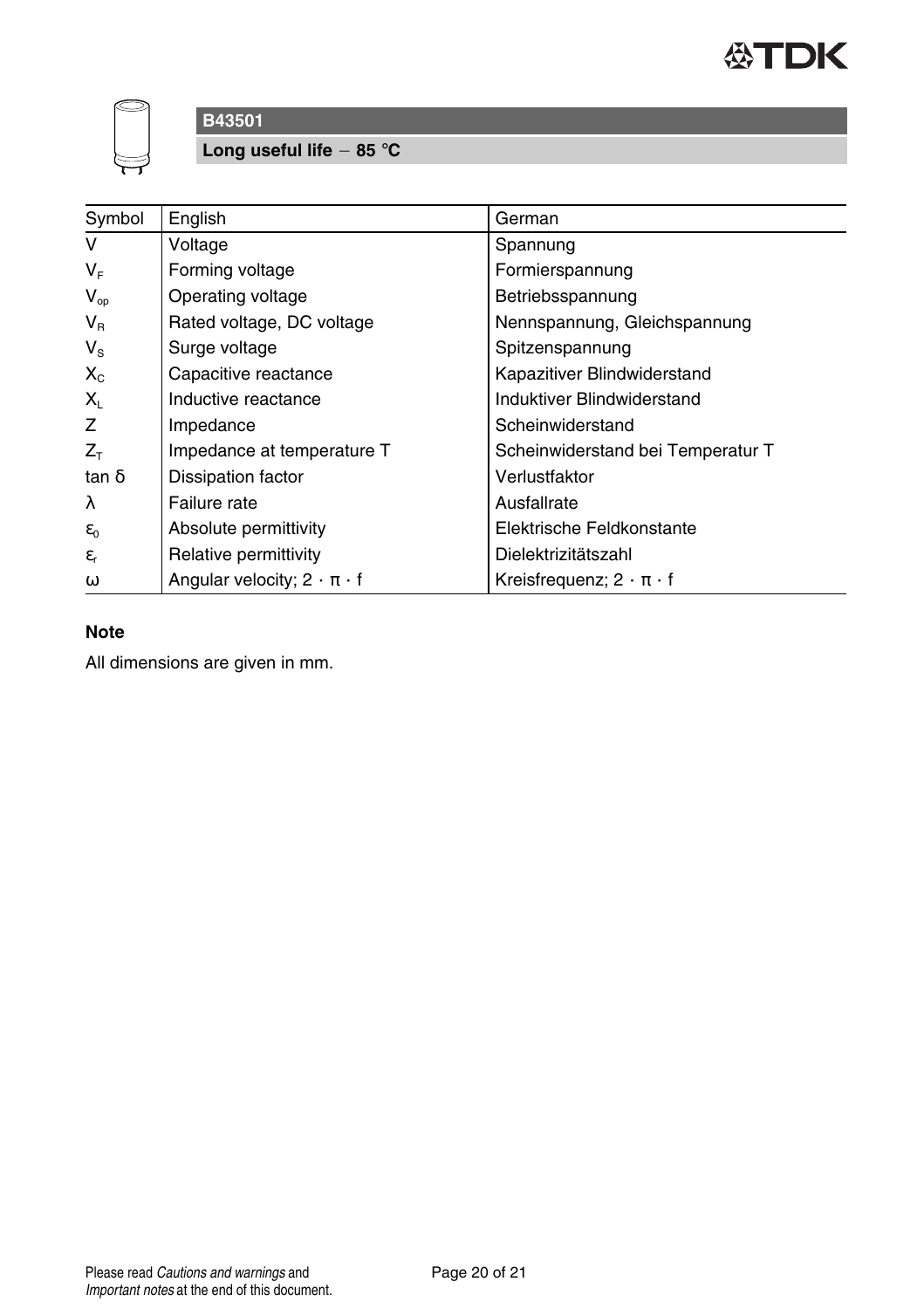**B43501**

**Long useful life − 85 °C**

| Symbol | English | German |
|---|---|---|
| $V$ | Voltage | Spannung |
| $V_F$ | Forming voltage | Formierspannung |
| $V_{op}$ | Operating voltage | Betriebsspannung |
| $V_R$ | Rated voltage, DC voltage | Nennspannung, Gleichspannung |
| $V_S$ | Surge voltage | Spitzenspannung |
| $X_C$ | Capacitive reactance | Kapazitiver Blindwiderstand |
| $X_L$ | Inductive reactance | Induktiver Blindwiderstand |
| $Z$ | Impedance | Scheinwiderstand |
| $Z_T$ | Impedance at temperature T | Scheinwiderstand bei Temperatur T |
| $\tan \delta$ | Dissipation factor | Verlustfaktor |
| $\lambda$ | Failure rate | Ausfallrate |
| $\varepsilon_0$ | Absolute permittivity | Elektrische Feldkonstante |
| $\varepsilon_r$ | Relative permittivity | Dielektrizitätszahl |
| $\omega$ | Angular velocity; $2 \cdot \pi \cdot f$ | Kreisfrequenz; $2 \cdot \pi \cdot f$ |

**Note**

All dimensions are given in mm.

Please read *Cautions and warnings* and *Important notes* at the end of this document.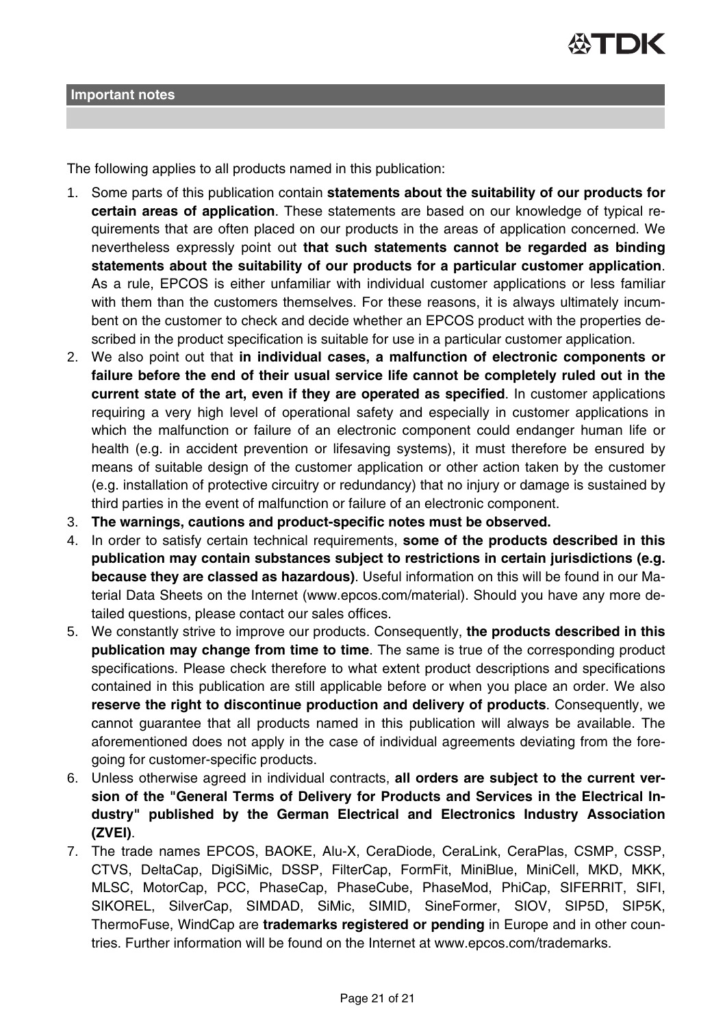## Important notes

The following applies to all products named in this publication:

1. Some parts of this publication contain **statements about the suitability of our products for certain areas of application**. These statements are based on our knowledge of typical requirements that are often placed on our products in the areas of application concerned. We nevertheless expressly point out **that such statements cannot be regarded as binding statements about the suitability of our products for a particular customer application**. As a rule, EPCOS is either unfamiliar with individual customer applications or less familiar with them than the customers themselves. For these reasons, it is always ultimately incumbent on the customer to check and decide whether an EPCOS product with the properties described in the product specification is suitable for use in a particular customer application.
2. We also point out that **in individual cases, a malfunction of electronic components or failure before the end of their usual service life cannot be completely ruled out in the current state of the art, even if they are operated as specified**. In customer applications requiring a very high level of operational safety and especially in customer applications in which the malfunction or failure of an electronic component could endanger human life or health (e.g. in accident prevention or lifesaving systems), it must therefore be ensured by means of suitable design of the customer application or other action taken by the customer (e.g. installation of protective circuitry or redundancy) that no injury or damage is sustained by third parties in the event of malfunction or failure of an electronic component.
3. **The warnings, cautions and product-specific notes must be observed.**
4. In order to satisfy certain technical requirements, **some of the products described in this publication may contain substances subject to restrictions in certain jurisdictions (e.g. because they are classed as hazardous)**. Useful information on this will be found in our Material Data Sheets on the Internet (www.epcos.com/material). Should you have any more detailed questions, please contact our sales offices.
5. We constantly strive to improve our products. Consequently, **the products described in this publication may change from time to time**. The same is true of the corresponding product specifications. Please check therefore to what extent product descriptions and specifications contained in this publication are still applicable before or when you place an order. We also **reserve the right to discontinue production and delivery of products**. Consequently, we cannot guarantee that all products named in this publication will always be available. The aforementioned does not apply in the case of individual agreements deviating from the foregoing for customer-specific products.
6. Unless otherwise agreed in individual contracts, **all orders are subject to the current version of the "General Terms of Delivery for Products and Services in the Electrical Industry" published by the German Electrical and Electronics Industry Association (ZVEI)**.
7. The trade names EPCOS, BAOKE, Alu-X, CeraDiode, CeraLink, CeraPlas, CSMP, CSSP, CTVS, DeltaCap, DigiSiMic, DSSP, FilterCap, FormFit, MiniBlue, MiniCell, MKD, MKK, MLSC, MotorCap, PCC, PhaseCap, PhaseCube, PhaseMod, PhiCap, SIFERRIT, SIFI, SIKOREL, SilverCap, SIMDAD, SiMic, SIMID, SineFormer, SIOV, SIP5D, SIP5K, ThermoFuse, WindCap are **trademarks registered or pending** in Europe and in other countries. Further information will be found on the Internet at www.epcos.com/trademarks.